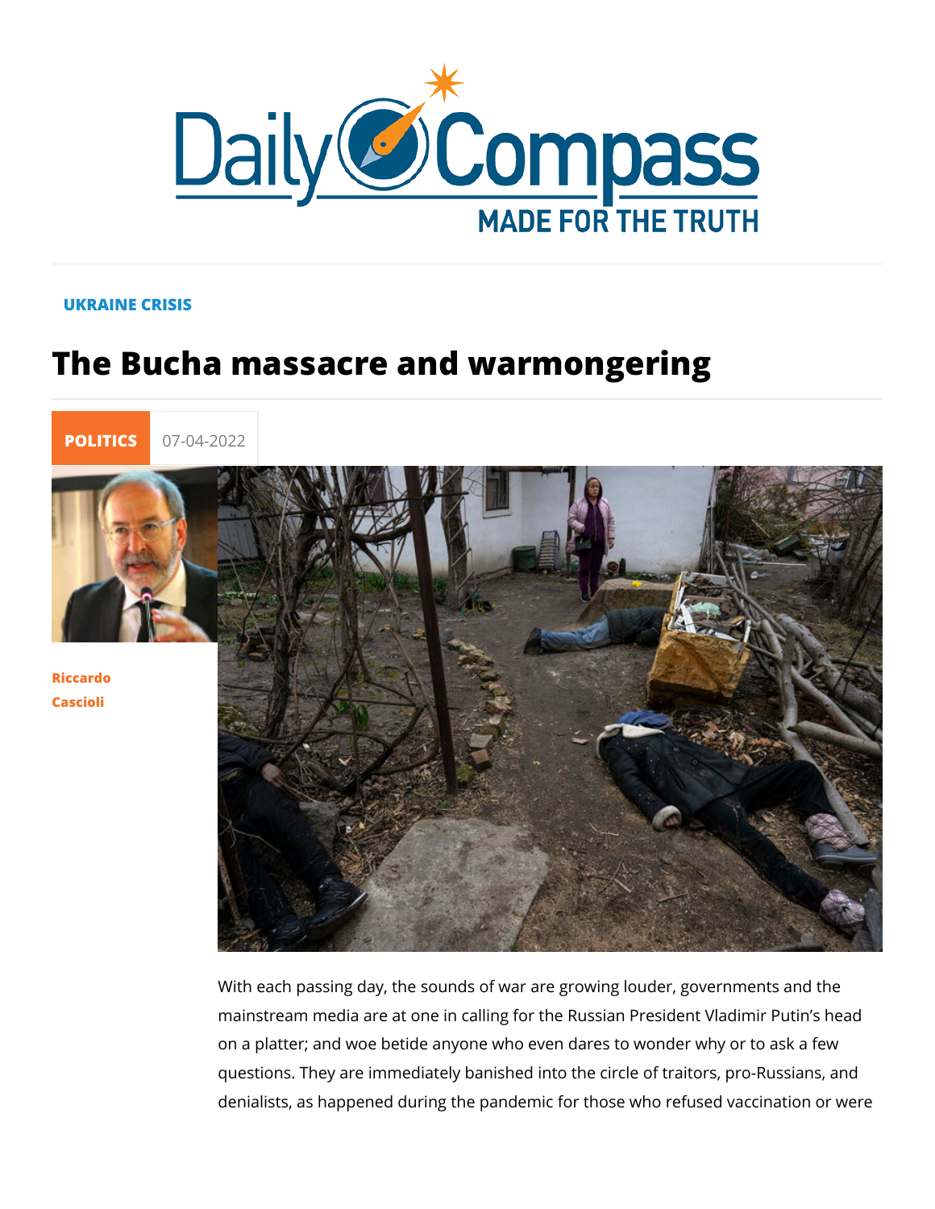UKRAINE CRISIS

# The Bucha massacre and warmongering

**POLITICS** 07-04-2022

Riccardo Cascioli

With each passing day, the sounds of war are growing louder, governments and the mainstream media are at one in calling for the Russian President Vladimir Putin's head on a platter; and woe betide anyone who even dares to wonder why or to ask a few questions. They are immediately banished into the circle of traitors, pro-Russians, and denialists, as happened during the pandemic for those who refused vaccination or were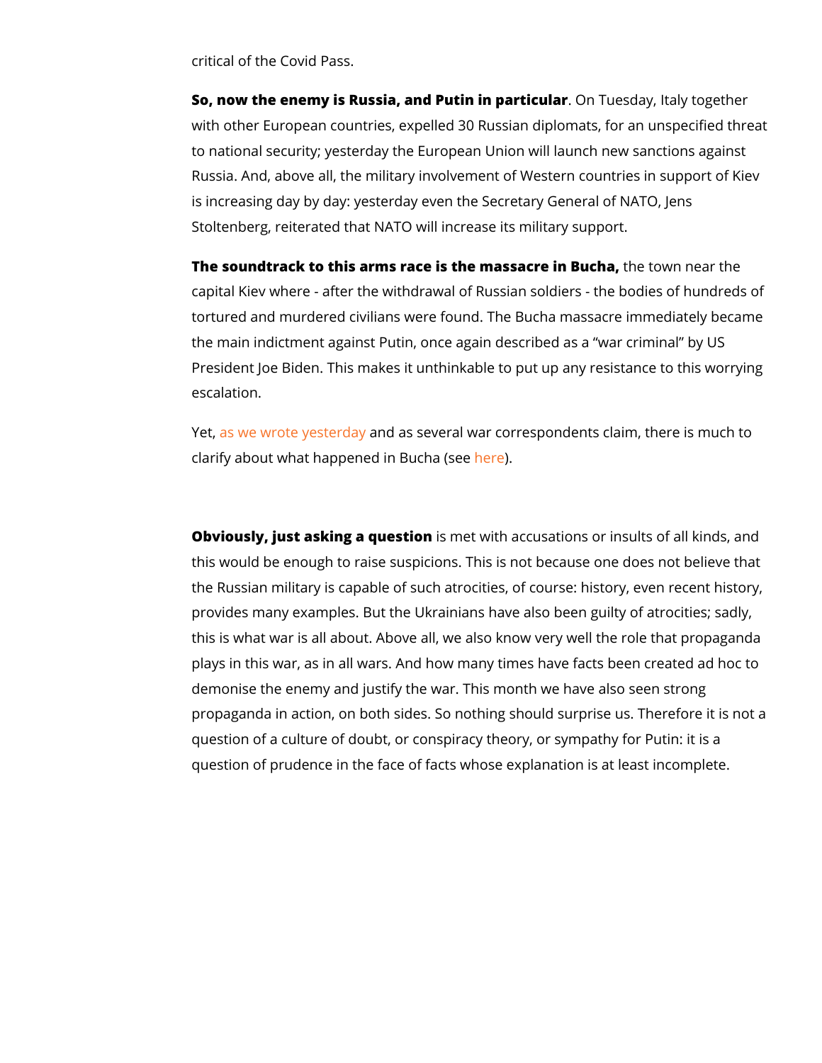critical of the Covid Pass.

**So, now the enemy is Russia, and Putin in particular**. On Tuesday, Italy together with other European countries, expelled 30 Russian diplomats, for an unspecified threat to national security; yesterday the European Union will launch new sanctions against Russia. And, above all, the military involvement of Western countries in support of Kiev is increasing day by day: yesterday even the Secretary General of NATO, Jens Stoltenberg, reiterated that NATO will increase its military support.

**The soundtrack to this arms race is the massacre in Bucha,** the town near the capital Kiev where - after the withdrawal of Russian soldiers - the bodies of hundreds of tortured and murdered civilians were found. The Bucha massacre immediately became the main indictment against Putin, once again described as a "war criminal" by US President Joe Biden. This makes it unthinkable to put up any resistance to this worrying escalation.

Yet, as we wrote yesterday and as several war correspondents claim, there is much to clarify about what happened in Bucha (see here).

**Obviously, just asking a question** is met with accusations or insults of all kinds, and this would be enough to raise suspicions. This is not because one does not believe that the Russian military is capable of such atrocities, of course: history, even recent history, provides many examples. But the Ukrainians have also been guilty of atrocities; sadly, this is what war is all about. Above all, we also know very well the role that propaganda plays in this war, as in all wars. And how many times have facts been created ad hoc to demonise the enemy and justify the war. This month we have also seen strong propaganda in action, on both sides. So nothing should surprise us. Therefore it is not a question of a culture of doubt, or conspiracy theory, or sympathy for Putin: it is a question of prudence in the face of facts whose explanation is at least incomplete.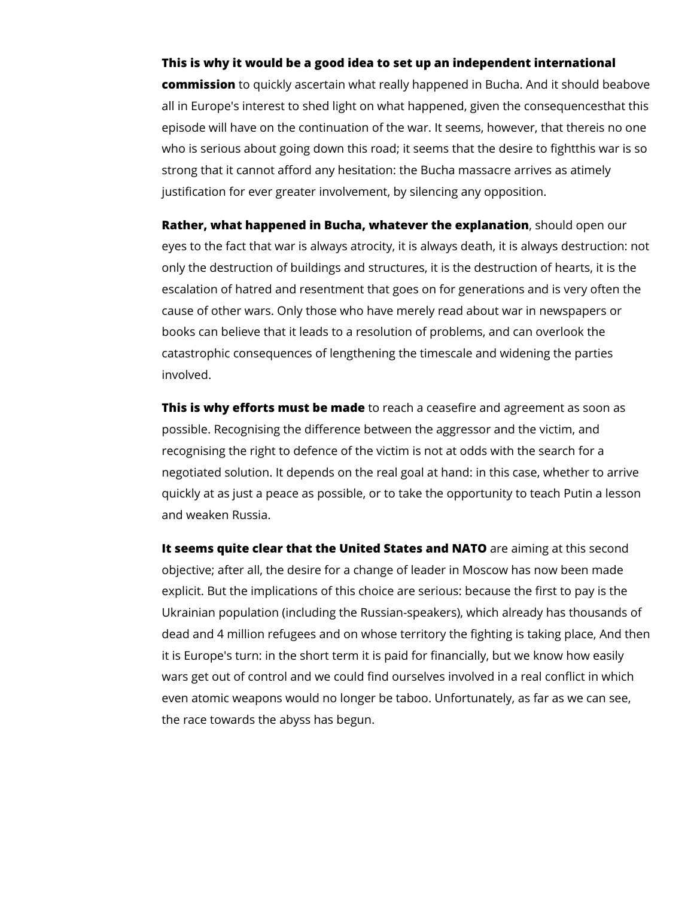**This is why it would be a good idea to set up an independent international commission** to quickly ascertain what really happened in Bucha. And it should beabove all in Europe's interest to shed light on what happened, given the consequencesthat this episode will have on the continuation of the war. It seems, however, that thereis no one who is serious about going down this road; it seems that the desire to fightthis war is so strong that it cannot afford any hesitation: the Bucha massacre arrives as atimely justification for ever greater involvement, by silencing any opposition.

**Rather, what happened in Bucha, whatever the explanation**, should open our eyes to the fact that war is always atrocity, it is always death, it is always destruction: not only the destruction of buildings and structures, it is the destruction of hearts, it is the escalation of hatred and resentment that goes on for generations and is very often the cause of other wars. Only those who have merely read about war in newspapers or books can believe that it leads to a resolution of problems, and can overlook the catastrophic consequences of lengthening the timescale and widening the parties involved.

**This is why efforts must be made** to reach a ceasefire and agreement as soon as possible. Recognising the difference between the aggressor and the victim, and recognising the right to defence of the victim is not at odds with the search for a negotiated solution. It depends on the real goal at hand: in this case, whether to arrive quickly at as just a peace as possible, or to take the opportunity to teach Putin a lesson and weaken Russia.

**It seems quite clear that the United States and NATO** are aiming at this second objective; after all, the desire for a change of leader in Moscow has now been made explicit. But the implications of this choice are serious: because the first to pay is the Ukrainian population (including the Russian-speakers), which already has thousands of dead and 4 million refugees and on whose territory the fighting is taking place, And then it is Europe's turn: in the short term it is paid for financially, but we know how easily wars get out of control and we could find ourselves involved in a real conflict in which even atomic weapons would no longer be taboo. Unfortunately, as far as we can see, the race towards the abyss has begun.